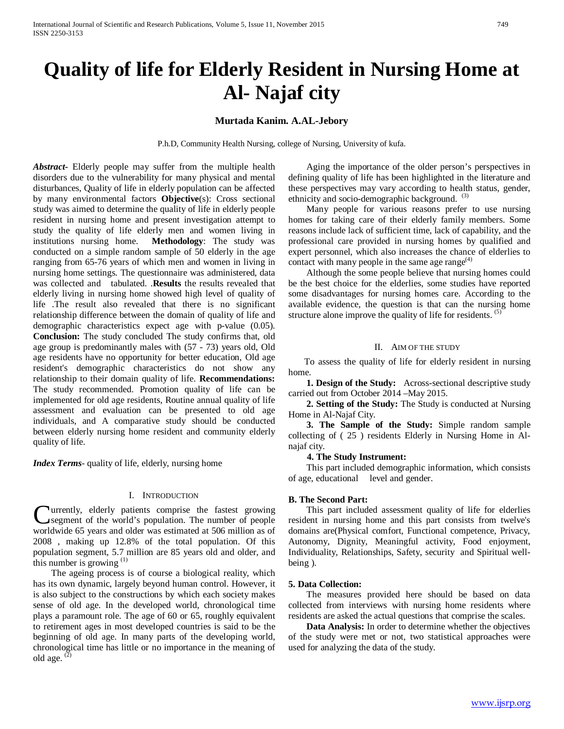# Quality of life for Elderly Resident in Nursing Home at Al- Najaf city

**Murtada Kanim. A.AL-Jebory**

P.h.D, Community Health Nursing, college of Nursing, University of kufa.

***Abstract-*** Elderly people may suffer from the multiple health disorders due to the vulnerability for many physical and mental disturbances, Quality of life in elderly population can be affected by many environmental factors **Objective**(s): Cross sectional study was aimed to determine the quality of life in elderly people resident in nursing home and present investigation attempt to study the quality of life elderly men and women living in institutions nursing home. **Methodology**: The study was conducted on a simple random sample of 50 elderly in the age ranging from 65-76 years of which men and women in living in nursing home settings. The questionnaire was administered, data was collected and tabulated. .**Results** the results revealed that elderly living in nursing home showed high level of quality of life .The result also revealed that there is no significant relationship difference between the domain of quality of life and demographic characteristics expect age with p-value (0.05). **Conclusion:** The study concluded The study confirms that, old age group is predominantly males with (57 - 73) years old, Old age residents have no opportunity for better education, Old age resident's demographic characteristics do not show any relationship to their domain quality of life. **Recommendations:** The study recommended. Promotion quality of life can be implemented for old age residents, Routine annual quality of life assessment and evaluation can be presented to old age individuals, and A comparative study should be conducted between elderly nursing home resident and community elderly quality of life.

***Index Terms***- quality of life, elderly, nursing home

## I. Introduction

Currently, elderly patients comprise the fastest growing segment of the world's population. The number of people worldwide 65 years and older was estimated at 506 million as of 2008 , making up 12.8% of the total population. Of this population segment, 5.7 million are 85 years old and older, and this number is growing [(1)]

The ageing process is of course a biological reality, which has its own dynamic, largely beyond human control. However, it is also subject to the constructions by which each society makes sense of old age. In the developed world, chronological time plays a paramount role. The age of 60 or 65, roughly equivalent to retirement ages in most developed countries is said to be the beginning of old age. In many parts of the developing world, chronological time has little or no importance in the meaning of old age. [(2)]

Aging the importance of the older person's perspectives in defining quality of life has been highlighted in the literature and these perspectives may vary according to health status, gender, ethnicity and socio-demographic background. [(3)]

Many people for various reasons prefer to use nursing homes for taking care of their elderly family members. Some reasons include lack of sufficient time, lack of capability, and the professional care provided in nursing homes by qualified and expert personnel, which also increases the chance of elderlies to contact with many people in the same age range[(4)]

Although the some people believe that nursing homes could be the best choice for the elderlies, some studies have reported some disadvantages for nursing homes care. According to the available evidence, the question is that can the nursing home structure alone improve the quality of life for residents. [(5)]

## II. Aim of the Study

To assess the quality of life for elderly resident in nursing home.

**1. Design of the Study:** Across-sectional descriptive study carried out from October 2014 –May 2015.

**2. Setting of the Study:** The Study is conducted at Nursing Home in Al-Najaf City.

**3. The Sample of the Study:** Simple random sample collecting of ( 25 ) residents Elderly in Nursing Home in Al-najaf city.

**4. The Study Instrument:**

This part included demographic information, which consists of age, educational level and gender.

**B. The Second Part:**

This part included assessment quality of life for elderlies resident in nursing home and this part consists from twelve's domains are(Physical comfort, Functional competence, Privacy, Autonomy, Dignity, Meaningful activity, Food enjoyment, Individuality, Relationships, Safety, security and Spiritual well-being ).

**5. Data Collection:**

The measures provided here should be based on data collected from interviews with nursing home residents where residents are asked the actual questions that comprise the scales.

**Data Analysis:** In order to determine whether the objectives of the study were met or not, two statistical approaches were used for analyzing the data of the study.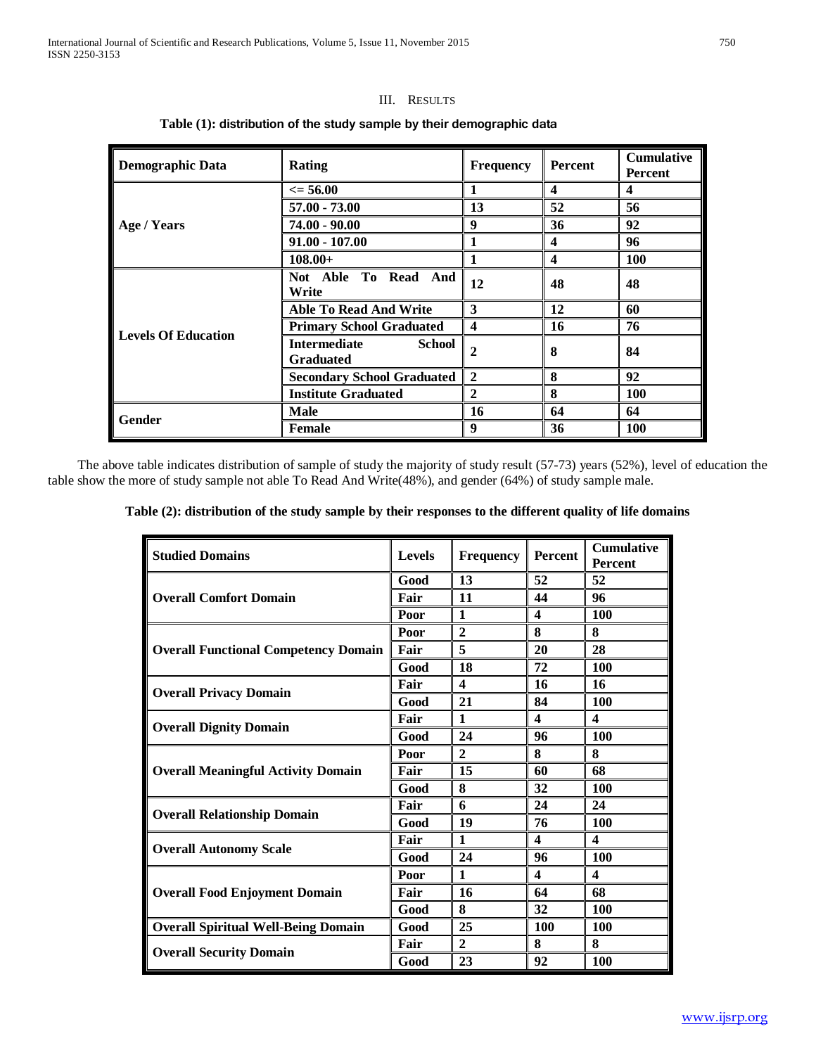## III. Results

**Table (1): distribution of the study sample by their demographic data**

| Demographic Data | Rating | Frequency | Percent | Cumulative Percent |
|---|---|---|---|---|
| Age / Years | <= 56.00 | 1 | 4 | 4 |
| | 57.00 - 73.00 | 13 | 52 | 56 |
| | 74.00 - 90.00 | 9 | 36 | 92 |
| | 91.00 - 107.00 | 1 | 4 | 96 |
| | 108.00+ | 1 | 4 | 100 |
| Levels Of Education | Not Able To Read And Write | 12 | 48 | 48 |
| | Able To Read And Write | 3 | 12 | 60 |
| | Primary School Graduated | 4 | 16 | 76 |
| | Intermediate School Graduated | 2 | 8 | 84 |
| | Secondary School Graduated | 2 | 8 | 92 |
| | Institute Graduated | 2 | 8 | 100 |
| Gender | Male | 16 | 64 | 64 |
| | Female | 9 | 36 | 100 |

The above table indicates distribution of sample of study the majority of study result (57-73) years (52%), level of education the table show the more of study sample not able To Read And Write(48%), and gender (64%) of study sample male.

**Table (2): distribution of the study sample by their responses to the different quality of life domains**

| Studied Domains | Levels | Frequency | Percent | Cumulative Percent |
|---|---|---|---|---|
| Overall Comfort Domain | Good | 13 | 52 | 52 |
| | Fair | 11 | 44 | 96 |
| | Poor | 1 | 4 | 100 |
| Overall Functional Competency Domain | Poor | 2 | 8 | 8 |
| | Fair | 5 | 20 | 28 |
| | Good | 18 | 72 | 100 |
| Overall Privacy Domain | Fair | 4 | 16 | 16 |
| | Good | 21 | 84 | 100 |
| Overall Dignity Domain | Fair | 1 | 4 | 4 |
| | Good | 24 | 96 | 100 |
| Overall Meaningful Activity Domain | Poor | 2 | 8 | 8 |
| | Fair | 15 | 60 | 68 |
| | Good | 8 | 32 | 100 |
| Overall Relationship Domain | Fair | 6 | 24 | 24 |
| | Good | 19 | 76 | 100 |
| Overall Autonomy Scale | Fair | 1 | 4 | 4 |
| | Good | 24 | 96 | 100 |
| Overall Food Enjoyment Domain | Poor | 1 | 4 | 4 |
| | Fair | 16 | 64 | 68 |
| | Good | 8 | 32 | 100 |
| Overall Spiritual Well-Being Domain | Good | 25 | 100 | 100 |
| Overall Security Domain | Fair | 2 | 8 | 8 |
| | Good | 23 | 92 | 100 |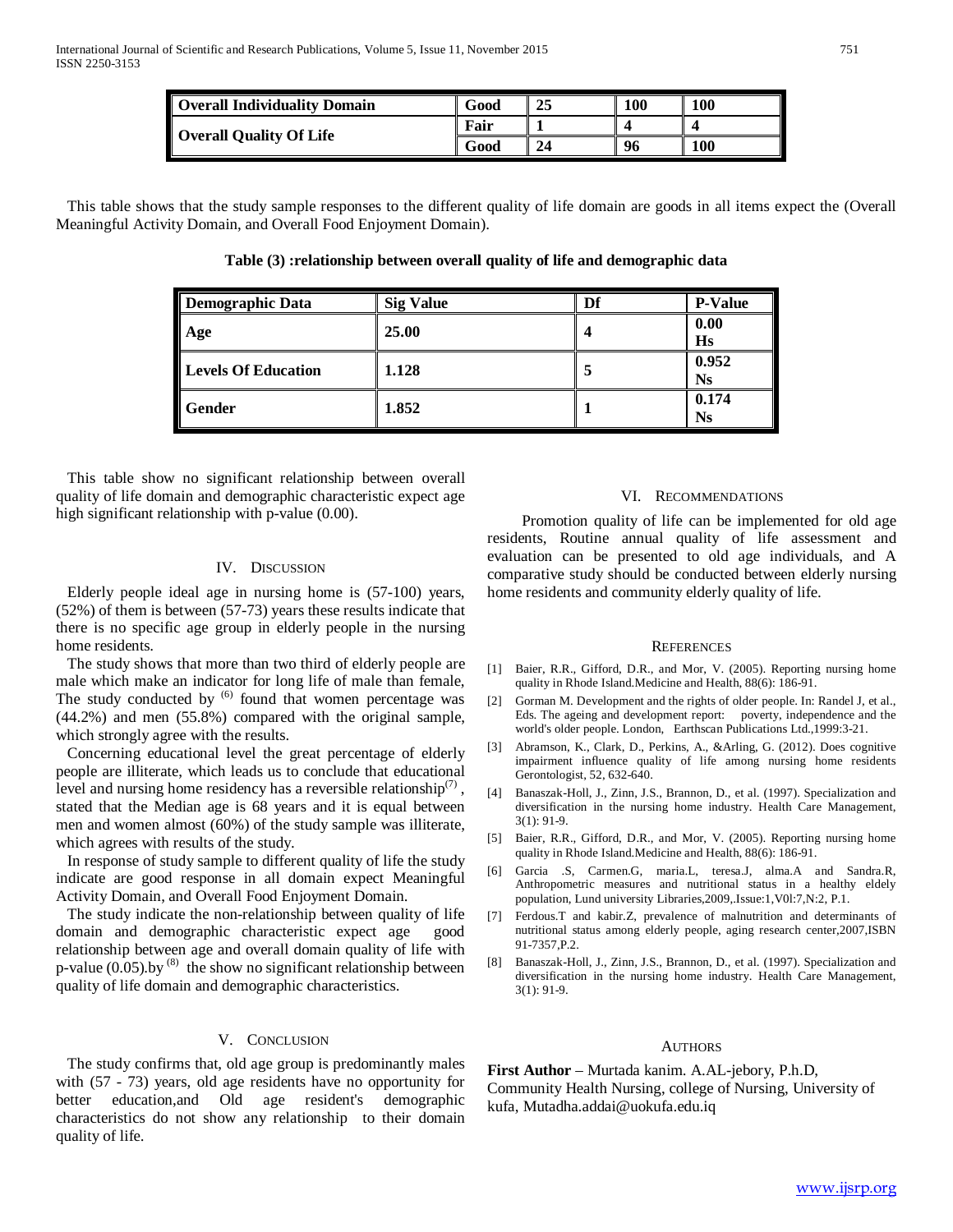| Overall Individuality Domain | Good | 25 | 100 | 100 |
| --- | --- | --- | --- | --- |
| Overall Quality Of Life | Fair | 1 | 4 | 4 |
| | Good | 24 | 96 | 100 |

This table shows that the study sample responses to the different quality of life domain are goods in all items expect the (Overall Meaningful Activity Domain, and Overall Food Enjoyment Domain).

**Table (3) :relationship between overall quality of life and demographic data**

| Demographic Data | Sig Value | Df | P-Value |
| --- | --- | --- | --- |
| Age | 25.00 | 4 | 0.00 Hs |
| Levels Of Education | 1.128 | 5 | 0.952 Ns |
| Gender | 1.852 | 1 | 0.174 Ns |

This table show no significant relationship between overall quality of life domain and demographic characteristic expect age high significant relationship with p-value (0.00).

## IV. Discussion

Elderly people ideal age in nursing home is (57-100) years, (52%) of them is between (57-73) years these results indicate that there is no specific age group in elderly people in the nursing home residents.

The study shows that more than two third of elderly people are male which make an indicator for long life of male than female, The study conducted by [6] found that women percentage was (44.2%) and men (55.8%) compared with the original sample, which strongly agree with the results.

Concerning educational level the great percentage of elderly people are illiterate, which leads us to conclude that educational level and nursing home residency has a reversible relationship[7] , stated that the Median age is 68 years and it is equal between men and women almost (60%) of the study sample was illiterate, which agrees with results of the study.

In response of study sample to different quality of life the study indicate are good response in all domain expect Meaningful Activity Domain, and Overall Food Enjoyment Domain.

The study indicate the non-relationship between quality of life domain and demographic characteristic expect age good relationship between age and overall domain quality of life with p-value (0.05).by [8] the show no significant relationship between quality of life domain and demographic characteristics.

## V. Conclusion

The study confirms that, old age group is predominantly males with (57 - 73) years, old age residents have no opportunity for better education,and Old age resident's demographic characteristics do not show any relationship to their domain quality of life.

## VI. Recommendations

Promotion quality of life can be implemented for old age residents, Routine annual quality of life assessment and evaluation can be presented to old age individuals, and A comparative study should be conducted between elderly nursing home residents and community elderly quality of life.

## References

[1] Baier, R.R., Gifford, D.R., and Mor, V. (2005). Reporting nursing home quality in Rhode Island.Medicine and Health, 88(6): 186-91.

[2] Gorman M. Development and the rights of older people. In: Randel J, et al., Eds. The ageing and development report: poverty, independence and the world's older people. London, Earthscan Publications Ltd.,1999:3-21.

[3] Abramson, K., Clark, D., Perkins, A., &Arling, G. (2012). Does cognitive impairment influence quality of life among nursing home residents Gerontologist, 52, 632-640.

[4] Banaszak-Holl, J., Zinn, J.S., Brannon, D., et al. (1997). Specialization and diversification in the nursing home industry. Health Care Management, 3(1): 91-9.

[5] Baier, R.R., Gifford, D.R., and Mor, V. (2005). Reporting nursing home quality in Rhode Island.Medicine and Health, 88(6): 186-91.

[6] Garcia .S, Carmen.G, maria.L, teresa.J, alma.A and Sandra.R, Anthropometric measures and nutritional status in a healthy eldely population, Lund university Libraries,2009,.Issue:1,V0l:7,N:2, P.1.

[7] Ferdous.T and kabir.Z, prevalence of malnutrition and determinants of nutritional status among elderly people, aging research center,2007,ISBN 91-7357,P.2.

[8] Banaszak-Holl, J., Zinn, J.S., Brannon, D., et al. (1997). Specialization and diversification in the nursing home industry. Health Care Management, 3(1): 91-9.

## Authors

**First Author** – Murtada kanim. A.AL-jebory, P.h.D, Community Health Nursing, college of Nursing, University of kufa, Mutadha.addai@uokufa.edu.iq